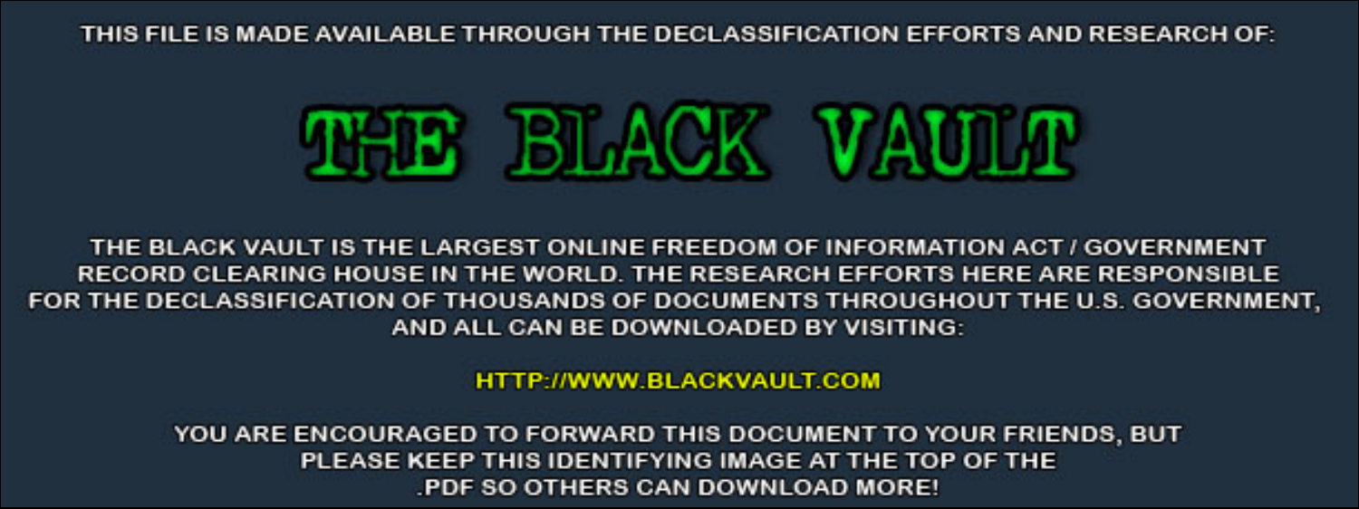THIS FILE IS MADE AVAILABLE THROUGH THE DECLASSIFICATION EFFORTS AND RESEARCH OF:

# THE BLACK VAULT

THE BLACK VAULT IS THE LARGEST ONLINE FREEDOM OF INFORMATION ACT / GOVERNMENT RECORD CLEARING HOUSE IN THE WORLD. THE RESEARCH EFFORTS HERE ARE RESPONSIBLE FOR THE DECLASSIFICATION OF THOUSANDS OF DOCUMENTS THROUGHOUT THE U.S. GOVERNMENT, AND ALL CAN BE DOWNLOADED BY VISITING:

HTTP://WWW.BLACKVAULT.COM

YOU ARE ENCOURAGED TO FORWARD THIS DOCUMENT TO YOUR FRIENDS, BUT PLEASE KEEP THIS IDENTIFYING IMAGE AT THE TOP OF THE .PDF SO OTHERS CAN DOWNLOAD MORE!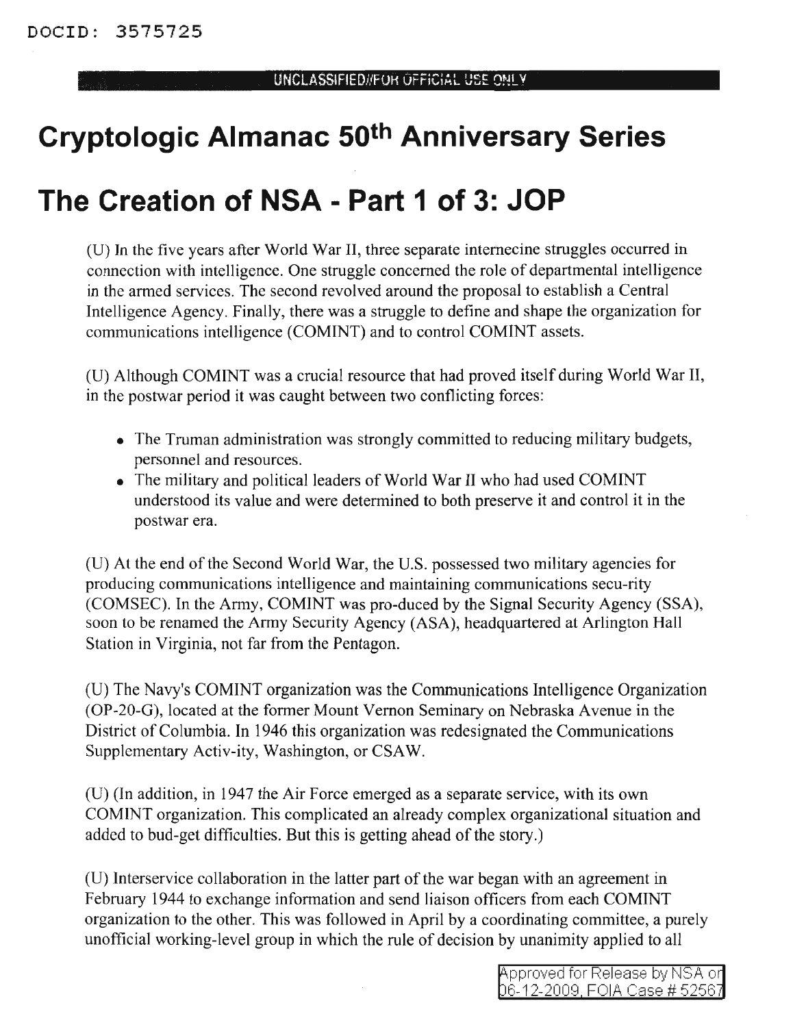DOCID: 3575725

UNCLASSIFIED//FOR OFFICIAL USE ONLY

# Cryptologic Almanac 50th Anniversary Series

# The Creation of NSA - Part 1 of 3: JOP

(U) In the five years after World War II, three separate internecine struggles occurred in connection with intelligence. One struggle concerned the role of departmental intelligence in the armed services. The second revolved around the proposal to establish a Central Intelligence Agency. Finally, there was a struggle to define and shape the organization for communications intelligence (COMINT) and to control COMINT assets.

(U) Although COMINT was a crucial resource that had proved itself during World War II, in the postwar period it was caught between two conflicting forces:

- The Truman administration was strongly committed to reducing military budgets, personnel and resources.
- The military and political leaders of World War II who had used COMINT understood its value and were determined to both preserve it and control it in the postwar era.

(U) At the end of the Second World War, the U.S. possessed two military agencies for producing communications intelligence and maintaining communications secu-rity (COMSEC). In the Army, COMINT was pro-duced by the Signal Security Agency (SSA), soon to be renamed the Army Security Agency (ASA), headquartered at Arlington Hall Station in Virginia, not far from the Pentagon.

(U) The Navy's COMINT organization was the Communications Intelligence Organization (OP-20-G), located at the former Mount Vernon Seminary on Nebraska Avenue in the District of Columbia. In 1946 this organization was redesignated the Communications Supplementary Activ-ity, Washington, or CSAW.

(U) (In addition, in 1947 the Air Force emerged as a separate service, with its own COMINT organization. This complicated an already complex organizational situation and added to bud-get difficulties. But this is getting ahead of the story.)

(U) Interservice collaboration in the latter part of the war began with an agreement in February 1944 to exchange information and send liaison officers from each COMINT organization to the other. This was followed in April by a coordinating committee, a purely unofficial working-level group in which the rule of decision by unanimity applied to all

Approved for Release by NSA on 06-12-2009, FOIA Case # 52567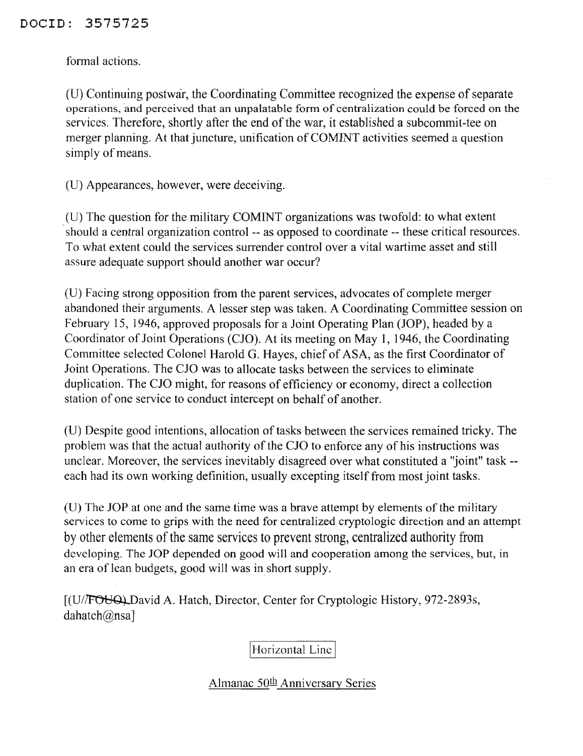formal actions.

(U) Continuing postwar, the Coordinating Committee recognized the expense of separate operations, and perceived that an unpalatable form of centralization could be forced on the services. Therefore, shortly after the end of the war, it established a subcommit-tee on merger planning. At that juncture, unification of COMINT activities seemed a question simply of means.

(U) Appearances, however, were deceiving.

(U) The question for the military COMINT organizations was twofold: to what extent should a central organization control -- as opposed to coordinate -- these critical resources. To what extent could the services surrender control over a vital wartime asset and still assure adequate support should another war occur?

(U) Facing strong opposition from the parent services, advocates of complete merger abandoned their arguments. A lesser step was taken. A Coordinating Committee session on February 15, 1946, approved proposals for a Joint Operating Plan (JOP), headed by a Coordinator of Joint Operations (CJO). At its meeting on May 1, 1946, the Coordinating Committee selected Colonel Harold G. Hayes, chief of ASA, as the first Coordinator of Joint Operations. The CJO was to allocate tasks between the services to eliminate duplication. The CJO might, for reasons of efficiency or economy, direct a collection station of one service to conduct intercept on behalf of another.

(U) Despite good intentions, allocation of tasks between the services remained tricky. The problem was that the actual authority of the CJO to enforce any of his instructions was unclear. Moreover, the services inevitably disagreed over what constituted a "joint" task -- each had its own working definition, usually excepting itself from most joint tasks.

(U) The JOP at one and the same time was a brave attempt by elements of the military services to come to grips with the need for centralized cryptologic direction and an attempt by other elements of the same services to prevent strong, centralized authority from developing. The JOP depended on good will and cooperation among the services, but, in an era of lean budgets, good will was in short supply.

[(U//~~FOUO~~) David A. Hatch, Director, Center for Cryptologic History, 972-2893s, dahatch@nsa]

Horizontal Line

Almanac 50th Anniversary Series